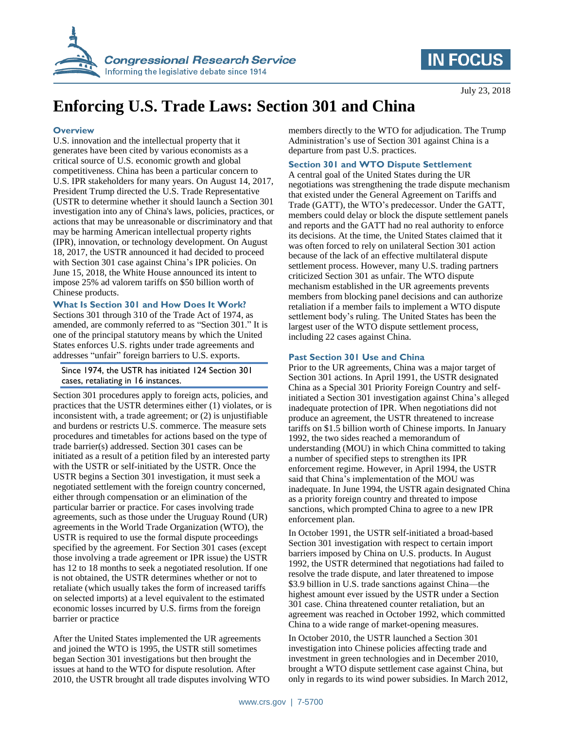Congressional Research Service
Informing the legislative debate since 1914

IN FOCUS

July 23, 2018

# Enforcing U.S. Trade Laws: Section 301 and China

## Overview

U.S. innovation and the intellectual property that it generates have been cited by various economists as a critical source of U.S. economic growth and global competitiveness. China has been a particular concern to U.S. IPR stakeholders for many years. On August 14, 2017, President Trump directed the U.S. Trade Representative (USTR to determine whether it should launch a Section 301 investigation into any of China's laws, policies, practices, or actions that may be unreasonable or discriminatory and that may be harming American intellectual property rights (IPR), innovation, or technology development. On August 18, 2017, the USTR announced it had decided to proceed with Section 301 case against China's IPR policies. On June 15, 2018, the White House announced its intent to impose 25% ad valorem tariffs on $50 billion worth of Chinese products.

## What Is Section 301 and How Does It Work?

Sections 301 through 310 of the Trade Act of 1974, as amended, are commonly referred to as "Section 301." It is one of the principal statutory means by which the United States enforces U.S. rights under trade agreements and addresses "unfair" foreign barriers to U.S. exports.

> Since 1974, the USTR has initiated 124 Section 301 cases, retaliating in 16 instances.

Section 301 procedures apply to foreign acts, policies, and practices that the USTR determines either (1) violates, or is inconsistent with, a trade agreement; or (2) is unjustifiable and burdens or restricts U.S. commerce. The measure sets procedures and timetables for actions based on the type of trade barrier(s) addressed. Section 301 cases can be initiated as a result of a petition filed by an interested party with the USTR or self-initiated by the USTR. Once the USTR begins a Section 301 investigation, it must seek a negotiated settlement with the foreign country concerned, either through compensation or an elimination of the particular barrier or practice. For cases involving trade agreements, such as those under the Uruguay Round (UR) agreements in the World Trade Organization (WTO), the USTR is required to use the formal dispute proceedings specified by the agreement. For Section 301 cases (except those involving a trade agreement or IPR issue) the USTR has 12 to 18 months to seek a negotiated resolution. If one is not obtained, the USTR determines whether or not to retaliate (which usually takes the form of increased tariffs on selected imports) at a level equivalent to the estimated economic losses incurred by U.S. firms from the foreign barrier or practice

After the United States implemented the UR agreements and joined the WTO is 1995, the USTR still sometimes began Section 301 investigations but then brought the issues at hand to the WTO for dispute resolution. After 2010, the USTR brought all trade disputes involving WTO members directly to the WTO for adjudication. The Trump Administration's use of Section 301 against China is a departure from past U.S. practices.

## Section 301 and WTO Dispute Settlement

A central goal of the United States during the UR negotiations was strengthening the trade dispute mechanism that existed under the General Agreement on Tariffs and Trade (GATT), the WTO's predecessor. Under the GATT, members could delay or block the dispute settlement panels and reports and the GATT had no real authority to enforce its decisions. At the time, the United States claimed that it was often forced to rely on unilateral Section 301 action because of the lack of an effective multilateral dispute settlement process. However, many U.S. trading partners criticized Section 301 as unfair. The WTO dispute mechanism established in the UR agreements prevents members from blocking panel decisions and can authorize retaliation if a member fails to implement a WTO dispute settlement body's ruling. The United States has been the largest user of the WTO dispute settlement process, including 22 cases against China.

## Past Section 301 Use and China

Prior to the UR agreements, China was a major target of Section 301 actions. In April 1991, the USTR designated China as a Special 301 Priority Foreign Country and self-initiated a Section 301 investigation against China's alleged inadequate protection of IPR. When negotiations did not produce an agreement, the USTR threatened to increase tariffs on $1.5 billion worth of Chinese imports. In January 1992, the two sides reached a memorandum of understanding (MOU) in which China committed to taking a number of specified steps to strengthen its IPR enforcement regime. However, in April 1994, the USTR said that China's implementation of the MOU was inadequate. In June 1994, the USTR again designated China as a priority foreign country and threated to impose sanctions, which prompted China to agree to a new IPR enforcement plan.

In October 1991, the USTR self-initiated a broad-based Section 301 investigation with respect to certain import barriers imposed by China on U.S. products. In August 1992, the USTR determined that negotiations had failed to resolve the trade dispute, and later threatened to impose $3.9 billion in U.S. trade sanctions against China—the highest amount ever issued by the USTR under a Section 301 case. China threatened counter retaliation, but an agreement was reached in October 1992, which committed China to a wide range of market-opening measures.

In October 2010, the USTR launched a Section 301 investigation into Chinese policies affecting trade and investment in green technologies and in December 2010, brought a WTO dispute settlement case against China, but only in regards to its wind power subsidies. In March 2012,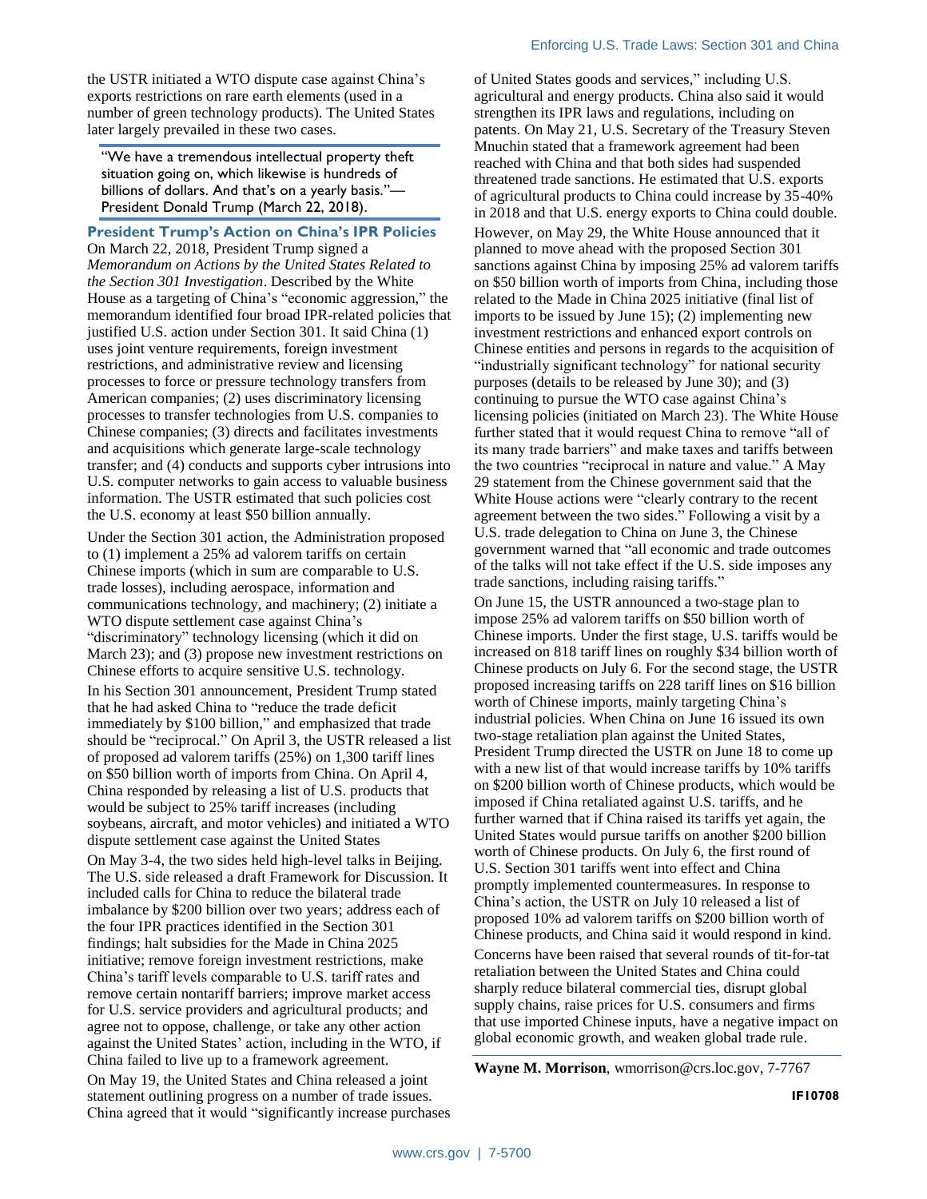the USTR initiated a WTO dispute case against China's exports restrictions on rare earth elements (used in a number of green technology products). The United States later largely prevailed in these two cases.

> "We have a tremendous intellectual property theft situation going on, which likewise is hundreds of billions of dollars. And that's on a yearly basis."—President Donald Trump (March 22, 2018).

### President Trump's Action on China's IPR Policies

On March 22, 2018, President Trump signed a *Memorandum on Actions by the United States Related to the Section 301 Investigation*. Described by the White House as a targeting of China's "economic aggression," the memorandum identified four broad IPR-related policies that justified U.S. action under Section 301. It said China (1) uses joint venture requirements, foreign investment restrictions, and administrative review and licensing processes to force or pressure technology transfers from American companies; (2) uses discriminatory licensing processes to transfer technologies from U.S. companies to Chinese companies; (3) directs and facilitates investments and acquisitions which generate large-scale technology transfer; and (4) conducts and supports cyber intrusions into U.S. computer networks to gain access to valuable business information. The USTR estimated that such policies cost the U.S. economy at least $50 billion annually.

Under the Section 301 action, the Administration proposed to (1) implement a 25% ad valorem tariffs on certain Chinese imports (which in sum are comparable to U.S. trade losses), including aerospace, information and communications technology, and machinery; (2) initiate a WTO dispute settlement case against China's "discriminatory" technology licensing (which it did on March 23); and (3) propose new investment restrictions on Chinese efforts to acquire sensitive U.S. technology.

In his Section 301 announcement, President Trump stated that he had asked China to "reduce the trade deficit immediately by $100 billion," and emphasized that trade should be "reciprocal." On April 3, the USTR released a list of proposed ad valorem tariffs (25%) on 1,300 tariff lines on $50 billion worth of imports from China. On April 4, China responded by releasing a list of U.S. products that would be subject to 25% tariff increases (including soybeans, aircraft, and motor vehicles) and initiated a WTO dispute settlement case against the United States

On May 3-4, the two sides held high-level talks in Beijing. The U.S. side released a draft Framework for Discussion. It included calls for China to reduce the bilateral trade imbalance by $200 billion over two years; address each of the four IPR practices identified in the Section 301 findings; halt subsidies for the Made in China 2025 initiative; remove foreign investment restrictions, make China's tariff levels comparable to U.S. tariff rates and remove certain nontariff barriers; improve market access for U.S. service providers and agricultural products; and agree not to oppose, challenge, or take any other action against the United States' action, including in the WTO, if China failed to live up to a framework agreement.

On May 19, the United States and China released a joint statement outlining progress on a number of trade issues. China agreed that it would "significantly increase purchases of United States goods and services," including U.S. agricultural and energy products. China also said it would strengthen its IPR laws and regulations, including on patents. On May 21, U.S. Secretary of the Treasury Steven Mnuchin stated that a framework agreement had been reached with China and that both sides had suspended threatened trade sanctions. He estimated that U.S. exports of agricultural products to China could increase by 35-40% in 2018 and that U.S. energy exports to China could double.

However, on May 29, the White House announced that it planned to move ahead with the proposed Section 301 sanctions against China by imposing 25% ad valorem tariffs on $50 billion worth of imports from China, including those related to the Made in China 2025 initiative (final list of imports to be issued by June 15); (2) implementing new investment restrictions and enhanced export controls on Chinese entities and persons in regards to the acquisition of "industrially significant technology" for national security purposes (details to be released by June 30); and (3) continuing to pursue the WTO case against China's licensing policies (initiated on March 23). The White House further stated that it would request China to remove "all of its many trade barriers" and make taxes and tariffs between the two countries "reciprocal in nature and value." A May 29 statement from the Chinese government said that the White House actions were "clearly contrary to the recent agreement between the two sides." Following a visit by a U.S. trade delegation to China on June 3, the Chinese government warned that "all economic and trade outcomes of the talks will not take effect if the U.S. side imposes any trade sanctions, including raising tariffs."

On June 15, the USTR announced a two-stage plan to impose 25% ad valorem tariffs on $50 billion worth of Chinese imports. Under the first stage, U.S. tariffs would be increased on 818 tariff lines on roughly $34 billion worth of Chinese products on July 6. For the second stage, the USTR proposed increasing tariffs on 228 tariff lines on $16 billion worth of Chinese imports, mainly targeting China's industrial policies. When China on June 16 issued its own two-stage retaliation plan against the United States, President Trump directed the USTR on June 18 to come up with a new list of that would increase tariffs by 10% tariffs on $200 billion worth of Chinese products, which would be imposed if China retaliated against U.S. tariffs, and he further warned that if China raised its tariffs yet again, the United States would pursue tariffs on another $200 billion worth of Chinese products. On July 6, the first round of U.S. Section 301 tariffs went into effect and China promptly implemented countermeasures. In response to China's action, the USTR on July 10 released a list of proposed 10% ad valorem tariffs on $200 billion worth of Chinese products, and China said it would respond in kind.

Concerns have been raised that several rounds of tit-for-tat retaliation between the United States and China could sharply reduce bilateral commercial ties, disrupt global supply chains, raise prices for U.S. consumers and firms that use imported Chinese inputs, have a negative impact on global economic growth, and weaken global trade rule.

**Wayne M. Morrison**, wmorrison@crs.loc.gov, 7-7767

**IF10708**